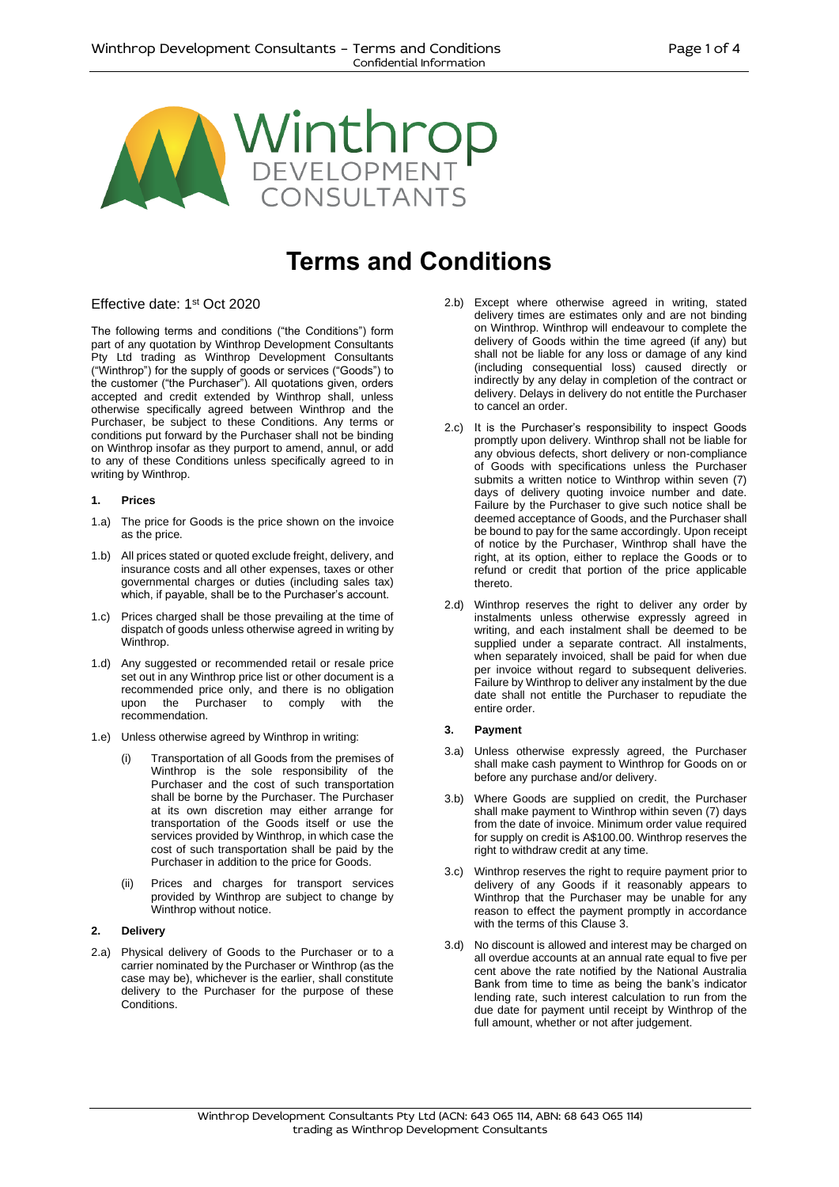# Terms and Conditions

Effective date: 1st Oct 2020

The following terms and conditions ("the Conditions") form part of any quotation by Winthrop Development Consultants Pty Ltd trading as Winthrop Development Consultants ("Winthrop") for the supply of goods or services ("Goods") to the customer ("the Purchaser"). All quotations given, orders accepted and credit extended by Winthrop shall, unless otherwise specifically agreed between Winthrop and the Purchaser, be subject to these Conditions. Any terms or conditions put forward by the Purchaser shall not be binding on Winthrop insofar as they purport to amend, annul, or add to any of these Conditions unless specifically agreed to in writing by Winthrop.

## 1. Prices

1.a) The price for Goods is the price shown on the invoice as the price.

1.b) All prices stated or quoted exclude freight, delivery, and insurance costs and all other expenses, taxes or other governmental charges or duties (including sales tax) which, if payable, shall be to the Purchaser's account.

1.c) Prices charged shall be those prevailing at the time of dispatch of goods unless otherwise agreed in writing by Winthrop.

1.d) Any suggested or recommended retail or resale price set out in any Winthrop price list or other document is a recommended price only, and there is no obligation upon the Purchaser to comply with the recommendation.

1.e) Unless otherwise agreed by Winthrop in writing:

- (i) Transportation of all Goods from the premises of Winthrop is the sole responsibility of the Purchaser and the cost of such transportation shall be borne by the Purchaser. The Purchaser at its own discretion may either arrange for transportation of the Goods itself or use the services provided by Winthrop, in which case the cost of such transportation shall be paid by the Purchaser in addition to the price for Goods.
- (ii) Prices and charges for transport services provided by Winthrop are subject to change by Winthrop without notice.

## 2. Delivery

2.a) Physical delivery of Goods to the Purchaser or to a carrier nominated by the Purchaser or Winthrop (as the case may be), whichever is the earlier, shall constitute delivery to the Purchaser for the purpose of these Conditions.

2.b) Except where otherwise agreed in writing, stated delivery times are estimates only and are not binding on Winthrop. Winthrop will endeavour to complete the delivery of Goods within the time agreed (if any) but shall not be liable for any loss or damage of any kind (including consequential loss) caused directly or indirectly by any delay in completion of the contract or delivery. Delays in delivery do not entitle the Purchaser to cancel an order.

2.c) It is the Purchaser's responsibility to inspect Goods promptly upon delivery. Winthrop shall not be liable for any obvious defects, short delivery or non-compliance of Goods with specifications unless the Purchaser submits a written notice to Winthrop within seven (7) days of delivery quoting invoice number and date. Failure by the Purchaser to give such notice shall be deemed acceptance of Goods, and the Purchaser shall be bound to pay for the same accordingly. Upon receipt of notice by the Purchaser, Winthrop shall have the right, at its option, either to replace the Goods or to refund or credit that portion of the price applicable thereto.

2.d) Winthrop reserves the right to deliver any order by instalments unless otherwise expressly agreed in writing, and each instalment shall be deemed to be supplied under a separate contract. All instalments, when separately invoiced, shall be paid for when due per invoice without regard to subsequent deliveries. Failure by Winthrop to deliver any instalment by the due date shall not entitle the Purchaser to repudiate the entire order.

## 3. Payment

3.a) Unless otherwise expressly agreed, the Purchaser shall make cash payment to Winthrop for Goods on or before any purchase and/or delivery.

3.b) Where Goods are supplied on credit, the Purchaser shall make payment to Winthrop within seven (7) days from the date of invoice. Minimum order value required for supply on credit is A$100.00. Winthrop reserves the right to withdraw credit at any time.

3.c) Winthrop reserves the right to require payment prior to delivery of any Goods if it reasonably appears to Winthrop that the Purchaser may be unable for any reason to effect the payment promptly in accordance with the terms of this Clause 3.

3.d) No discount is allowed and interest may be charged on all overdue accounts at an annual rate equal to five per cent above the rate notified by the National Australia Bank from time to time as being the bank's indicator lending rate, such interest calculation to run from the due date for payment until receipt by Winthrop of the full amount, whether or not after judgement.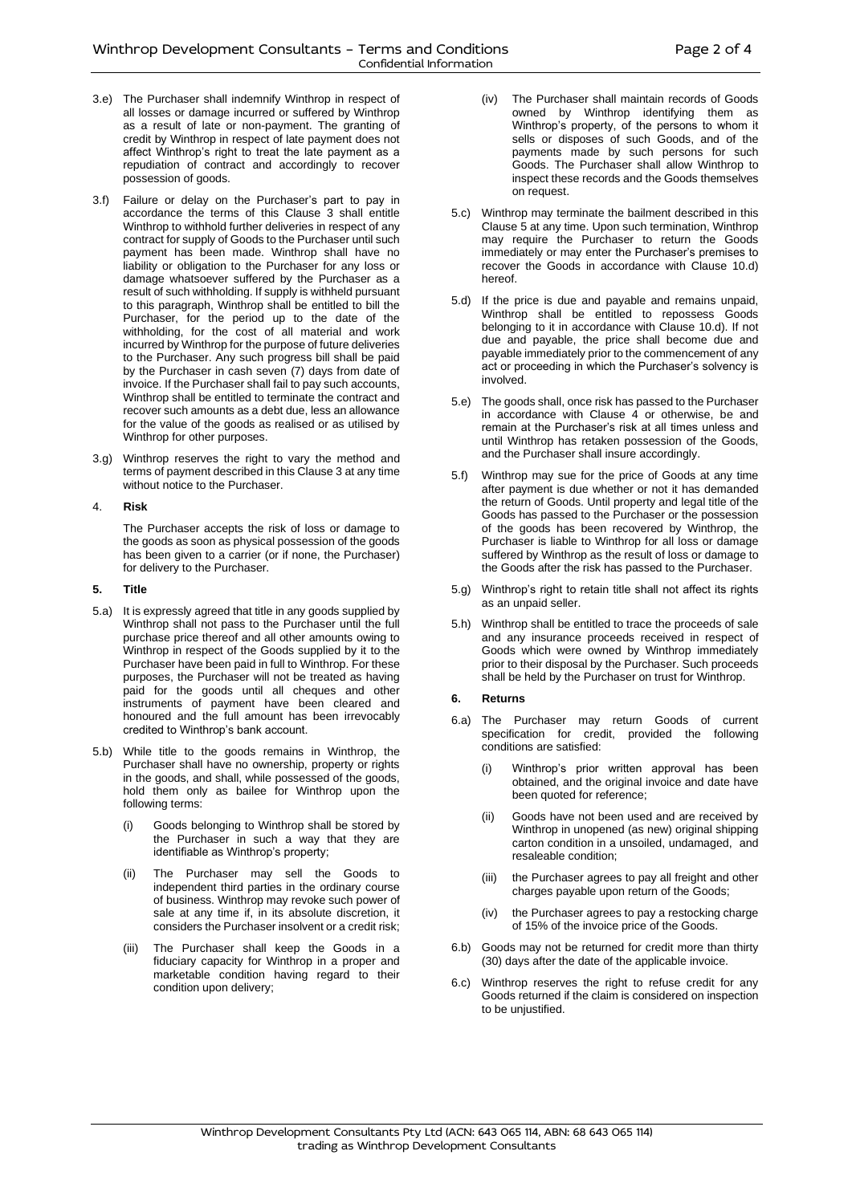3.e) The Purchaser shall indemnify Winthrop in respect of all losses or damage incurred or suffered by Winthrop as a result of late or non-payment. The granting of credit by Winthrop in respect of late payment does not affect Winthrop's right to treat the late payment as a repudiation of contract and accordingly to recover possession of goods.

3.f) Failure or delay on the Purchaser's part to pay in accordance the terms of this Clause 3 shall entitle Winthrop to withhold further deliveries in respect of any contract for supply of Goods to the Purchaser until such payment has been made. Winthrop shall have no liability or obligation to the Purchaser for any loss or damage whatsoever suffered by the Purchaser as a result of such withholding. If supply is withheld pursuant to this paragraph, Winthrop shall be entitled to bill the Purchaser, for the period up to the date of the withholding, for the cost of all material and work incurred by Winthrop for the purpose of future deliveries to the Purchaser. Any such progress bill shall be paid by the Purchaser in cash seven (7) days from date of invoice. If the Purchaser shall fail to pay such accounts, Winthrop shall be entitled to terminate the contract and recover such amounts as a debt due, less an allowance for the value of the goods as realised or as utilised by Winthrop for other purposes.

3.g) Winthrop reserves the right to vary the method and terms of payment described in this Clause 3 at any time without notice to the Purchaser.

## 4. Risk

The Purchaser accepts the risk of loss or damage to the goods as soon as physical possession of the goods has been given to a carrier (or if none, the Purchaser) for delivery to the Purchaser.

## 5. Title

5.a) It is expressly agreed that title in any goods supplied by Winthrop shall not pass to the Purchaser until the full purchase price thereof and all other amounts owing to Winthrop in respect of the Goods supplied by it to the Purchaser have been paid in full to Winthrop. For these purposes, the Purchaser will not be treated as having paid for the goods until all cheques and other instruments of payment have been cleared and honoured and the full amount has been irrevocably credited to Winthrop's bank account.

5.b) While title to the goods remains in Winthrop, the Purchaser shall have no ownership, property or rights in the goods, and shall, while possessed of the goods, hold them only as bailee for Winthrop upon the following terms:

(i) Goods belonging to Winthrop shall be stored by the Purchaser in such a way that they are identifiable as Winthrop's property;

(ii) The Purchaser may sell the Goods to independent third parties in the ordinary course of business. Winthrop may revoke such power of sale at any time if, in its absolute discretion, it considers the Purchaser insolvent or a credit risk;

(iii) The Purchaser shall keep the Goods in a fiduciary capacity for Winthrop in a proper and marketable condition having regard to their condition upon delivery;

(iv) The Purchaser shall maintain records of Goods owned by Winthrop identifying them as Winthrop's property, of the persons to whom it sells or disposes of such Goods, and of the payments made by such persons for such Goods. The Purchaser shall allow Winthrop to inspect these records and the Goods themselves on request.

5.c) Winthrop may terminate the bailment described in this Clause 5 at any time. Upon such termination, Winthrop may require the Purchaser to return the Goods immediately or may enter the Purchaser's premises to recover the Goods in accordance with Clause 10.d) hereof.

5.d) If the price is due and payable and remains unpaid, Winthrop shall be entitled to repossess Goods belonging to it in accordance with Clause 10.d). If not due and payable, the price shall become due and payable immediately prior to the commencement of any act or proceeding in which the Purchaser's solvency is involved.

5.e) The goods shall, once risk has passed to the Purchaser in accordance with Clause 4 or otherwise, be and remain at the Purchaser's risk at all times unless and until Winthrop has retaken possession of the Goods, and the Purchaser shall insure accordingly.

5.f) Winthrop may sue for the price of Goods at any time after payment is due whether or not it has demanded the return of Goods. Until property and legal title of the Goods has passed to the Purchaser or the possession of the goods has been recovered by Winthrop, the Purchaser is liable to Winthrop for all loss or damage suffered by Winthrop as the result of loss or damage to the Goods after the risk has passed to the Purchaser.

5.g) Winthrop's right to retain title shall not affect its rights as an unpaid seller.

5.h) Winthrop shall be entitled to trace the proceeds of sale and any insurance proceeds received in respect of Goods which were owned by Winthrop immediately prior to their disposal by the Purchaser. Such proceeds shall be held by the Purchaser on trust for Winthrop.

## 6. Returns

6.a) The Purchaser may return Goods of current specification for credit, provided the following conditions are satisfied:

(i) Winthrop's prior written approval has been obtained, and the original invoice and date have been quoted for reference;

(ii) Goods have not been used and are received by Winthrop in unopened (as new) original shipping carton condition in a unsoiled, undamaged, and resaleable condition;

(iii) the Purchaser agrees to pay all freight and other charges payable upon return of the Goods;

(iv) the Purchaser agrees to pay a restocking charge of 15% of the invoice price of the Goods.

6.b) Goods may not be returned for credit more than thirty (30) days after the date of the applicable invoice.

6.c) Winthrop reserves the right to refuse credit for any Goods returned if the claim is considered on inspection to be unjustified.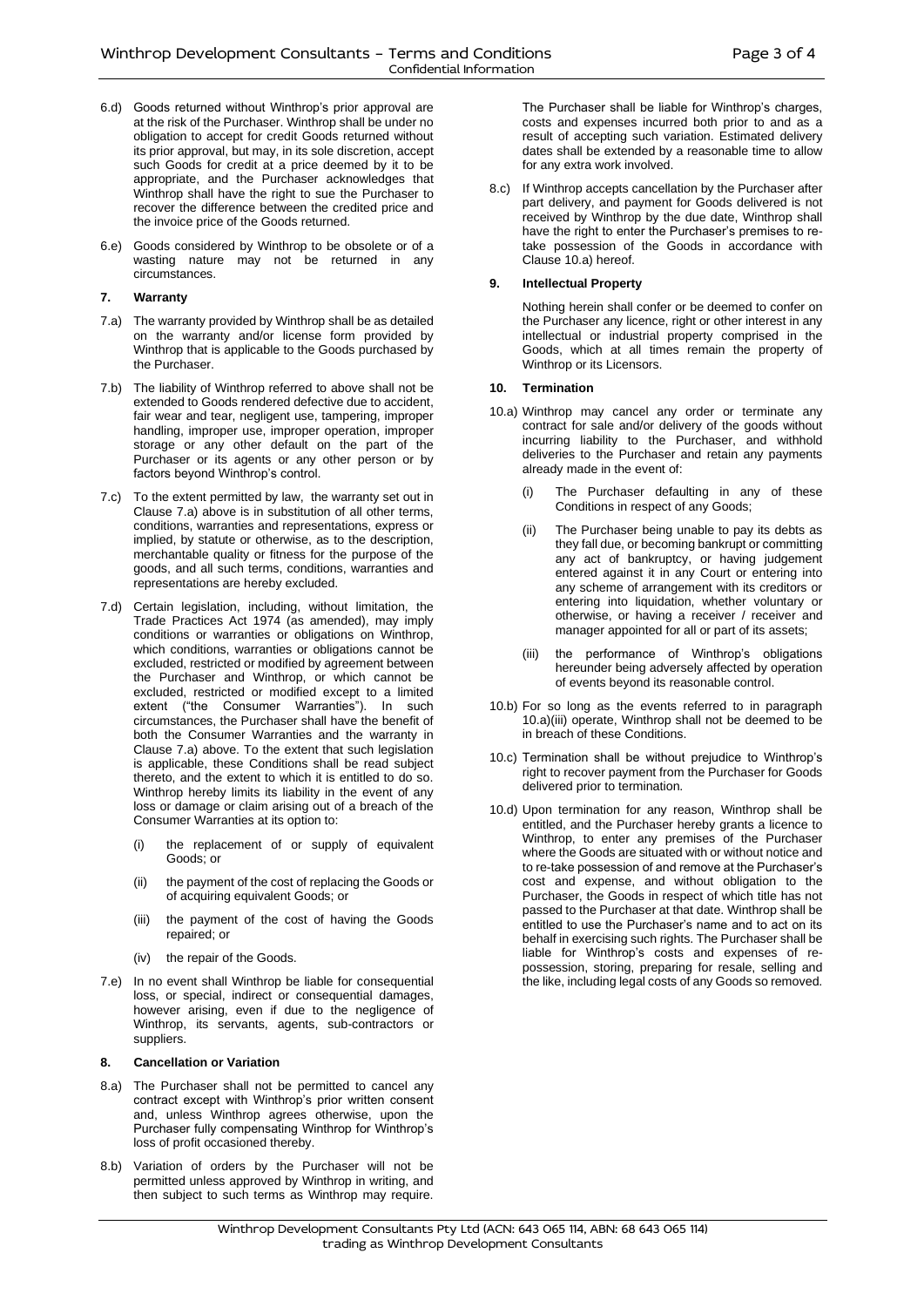6.d) Goods returned without Winthrop's prior approval are at the risk of the Purchaser. Winthrop shall be under no obligation to accept for credit Goods returned without its prior approval, but may, in its sole discretion, accept such Goods for credit at a price deemed by it to be appropriate, and the Purchaser acknowledges that Winthrop shall have the right to sue the Purchaser to recover the difference between the credited price and the invoice price of the Goods returned.

6.e) Goods considered by Winthrop to be obsolete or of a wasting nature may not be returned in any circumstances.

## 7. Warranty

7.a) The warranty provided by Winthrop shall be as detailed on the warranty and/or license form provided by Winthrop that is applicable to the Goods purchased by the Purchaser.

7.b) The liability of Winthrop referred to above shall not be extended to Goods rendered defective due to accident, fair wear and tear, negligent use, tampering, improper handling, improper use, improper operation, improper storage or any other default on the part of the Purchaser or its agents or any other person or by factors beyond Winthrop's control.

7.c) To the extent permitted by law, the warranty set out in Clause 7.a) above is in substitution of all other terms, conditions, warranties and representations, express or implied, by statute or otherwise, as to the description, merchantable quality or fitness for the purpose of the goods, and all such terms, conditions, warranties and representations are hereby excluded.

7.d) Certain legislation, including, without limitation, the Trade Practices Act 1974 (as amended), may imply conditions or warranties or obligations on Winthrop, which conditions, warranties or obligations cannot be excluded, restricted or modified by agreement between the Purchaser and Winthrop, or which cannot be excluded, restricted or modified except to a limited extent ("the Consumer Warranties"). In such circumstances, the Purchaser shall have the benefit of both the Consumer Warranties and the warranty in Clause 7.a) above. To the extent that such legislation is applicable, these Conditions shall be read subject thereto, and the extent to which it is entitled to do so. Winthrop hereby limits its liability in the event of any loss or damage or claim arising out of a breach of the Consumer Warranties at its option to:

(i) the replacement of or supply of equivalent Goods; or

(ii) the payment of the cost of replacing the Goods or of acquiring equivalent Goods; or

(iii) the payment of the cost of having the Goods repaired; or

(iv) the repair of the Goods.

7.e) In no event shall Winthrop be liable for consequential loss, or special, indirect or consequential damages, however arising, even if due to the negligence of Winthrop, its servants, agents, sub-contractors or suppliers.

## 8. Cancellation or Variation

8.a) The Purchaser shall not be permitted to cancel any contract except with Winthrop's prior written consent and, unless Winthrop agrees otherwise, upon the Purchaser fully compensating Winthrop for Winthrop's loss of profit occasioned thereby.

8.b) Variation of orders by the Purchaser will not be permitted unless approved by Winthrop in writing, and then subject to such terms as Winthrop may require. The Purchaser shall be liable for Winthrop's charges, costs and expenses incurred both prior to and as a result of accepting such variation. Estimated delivery dates shall be extended by a reasonable time to allow for any extra work involved.

8.c) If Winthrop accepts cancellation by the Purchaser after part delivery, and payment for Goods delivered is not received by Winthrop by the due date, Winthrop shall have the right to enter the Purchaser's premises to re-take possession of the Goods in accordance with Clause 10.a) hereof.

## 9. Intellectual Property

Nothing herein shall confer or be deemed to confer on the Purchaser any licence, right or other interest in any intellectual or industrial property comprised in the Goods, which at all times remain the property of Winthrop or its Licensors.

## 10. Termination

10.a) Winthrop may cancel any order or terminate any contract for sale and/or delivery of the goods without incurring liability to the Purchaser, and withhold deliveries to the Purchaser and retain any payments already made in the event of:

(i) The Purchaser defaulting in any of these Conditions in respect of any Goods;

(ii) The Purchaser being unable to pay its debts as they fall due, or becoming bankrupt or committing any act of bankruptcy, or having judgement entered against it in any Court or entering into any scheme of arrangement with its creditors or entering into liquidation, whether voluntary or otherwise, or having a receiver / receiver and manager appointed for all or part of its assets;

(iii) the performance of Winthrop's obligations hereunder being adversely affected by operation of events beyond its reasonable control.

10.b) For so long as the events referred to in paragraph 10.a)(iii) operate, Winthrop shall not be deemed to be in breach of these Conditions.

10.c) Termination shall be without prejudice to Winthrop's right to recover payment from the Purchaser for Goods delivered prior to termination.

10.d) Upon termination for any reason, Winthrop shall be entitled, and the Purchaser hereby grants a licence to Winthrop, to enter any premises of the Purchaser where the Goods are situated with or without notice and to re-take possession of and remove at the Purchaser's cost and expense, and without obligation to the Purchaser, the Goods in respect of which title has not passed to the Purchaser at that date. Winthrop shall be entitled to use the Purchaser's name and to act on its behalf in exercising such rights. The Purchaser shall be liable for Winthrop's costs and expenses of re-possession, storing, preparing for resale, selling and the like, including legal costs of any Goods so removed.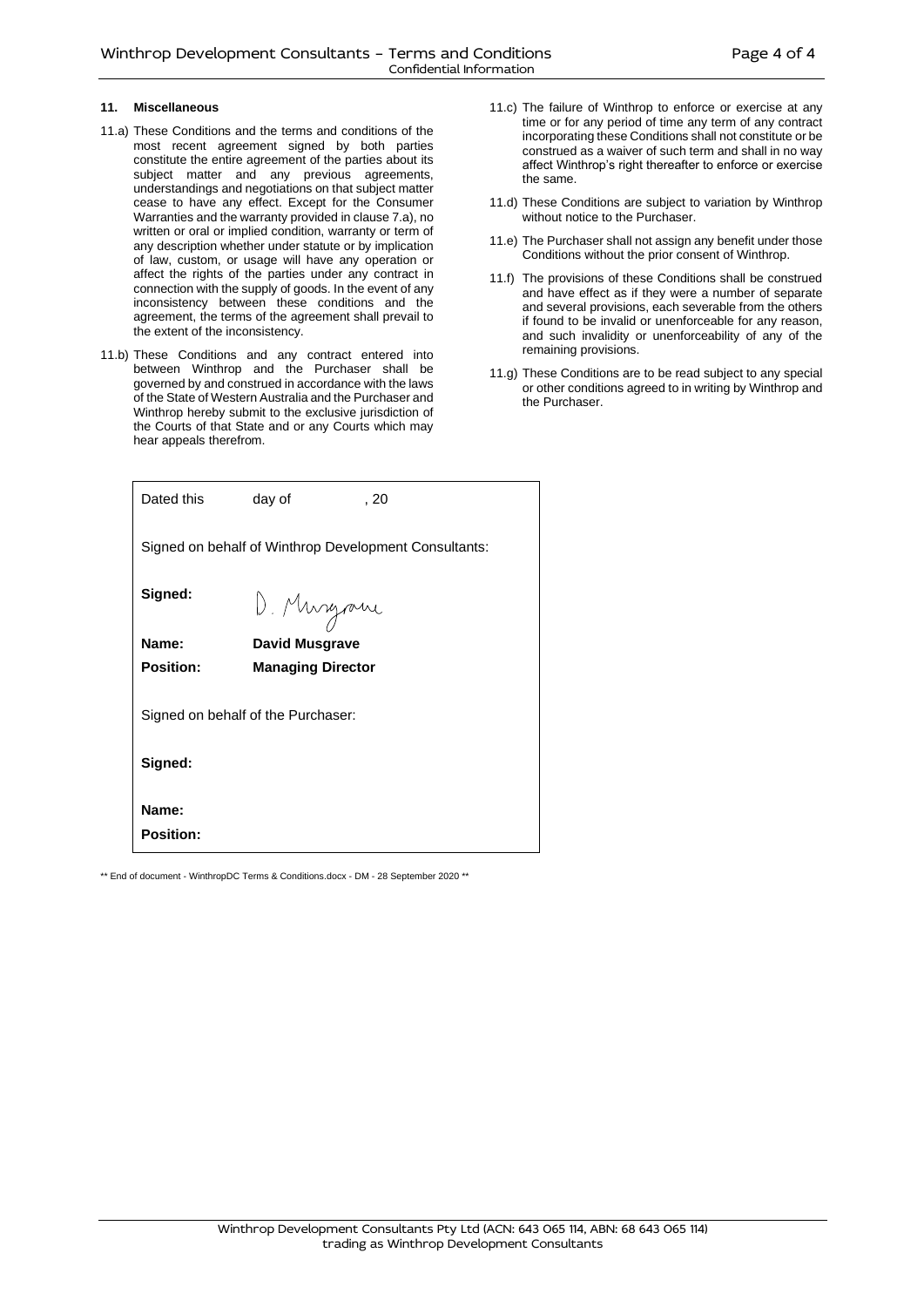**11. Miscellaneous**

11.a) These Conditions and the terms and conditions of the most recent agreement signed by both parties constitute the entire agreement of the parties about its subject matter and any previous agreements, understandings and negotiations on that subject matter cease to have any effect. Except for the Consumer Warranties and the warranty provided in clause 7.a), no written or oral or implied condition, warranty or term of any description whether under statute or by implication of law, custom, or usage will have any operation or affect the rights of the parties under any contract in connection with the supply of goods. In the event of any inconsistency between these conditions and the agreement, the terms of the agreement shall prevail to the extent of the inconsistency.

11.b) These Conditions and any contract entered into between Winthrop and the Purchaser shall be governed by and construed in accordance with the laws of the State of Western Australia and the Purchaser and Winthrop hereby submit to the exclusive jurisdiction of the Courts of that State and or any Courts which may hear appeals therefrom.

11.c) The failure of Winthrop to enforce or exercise at any time or for any period of time any term of any contract incorporating these Conditions shall not constitute or be construed as a waiver of such term and shall in no way affect Winthrop's right thereafter to enforce or exercise the same.

11.d) These Conditions are subject to variation by Winthrop without notice to the Purchaser.

11.e) The Purchaser shall not assign any benefit under those Conditions without the prior consent of Winthrop.

11.f) The provisions of these Conditions shall be construed and have effect as if they were a number of separate and several provisions, each severable from the others if found to be invalid or unenforceable for any reason, and such invalidity or unenforceability of any of the remaining provisions.

11.g) These Conditions are to be read subject to any special or other conditions agreed to in writing by Winthrop and the Purchaser.

Dated this      day of      , 20

Signed on behalf of Winthrop Development Consultants:

**Signed:** D. Musgrave

**Name:** **David Musgrave**

**Position:** **Managing Director**

Signed on behalf of the Purchaser:

**Signed:**

**Name:**

**Position:**

** End of document - WinthropDC Terms & Conditions.docx - DM - 28 September 2020 **

Winthrop Development Consultants Pty Ltd (ACN: 643 065 114, ABN: 68 643 065 114)
trading as Winthrop Development Consultants